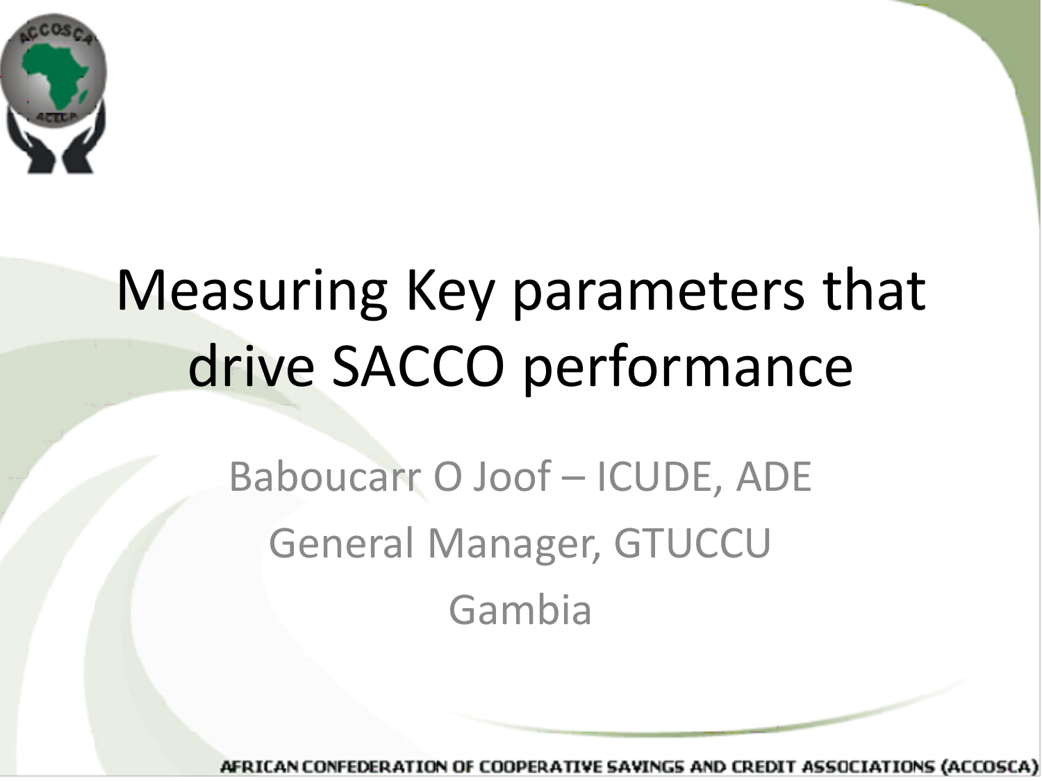# Measuring Key parameters that drive SACCO performance

Baboucarr O Joof – ICUDE, ADE

General Manager, GTUCCU

Gambia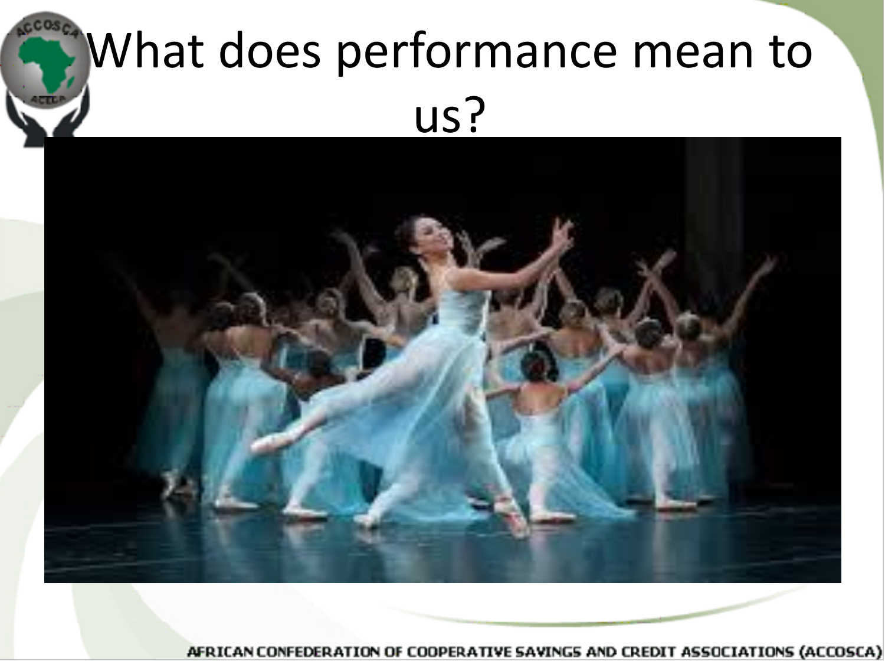# What does performance mean to us?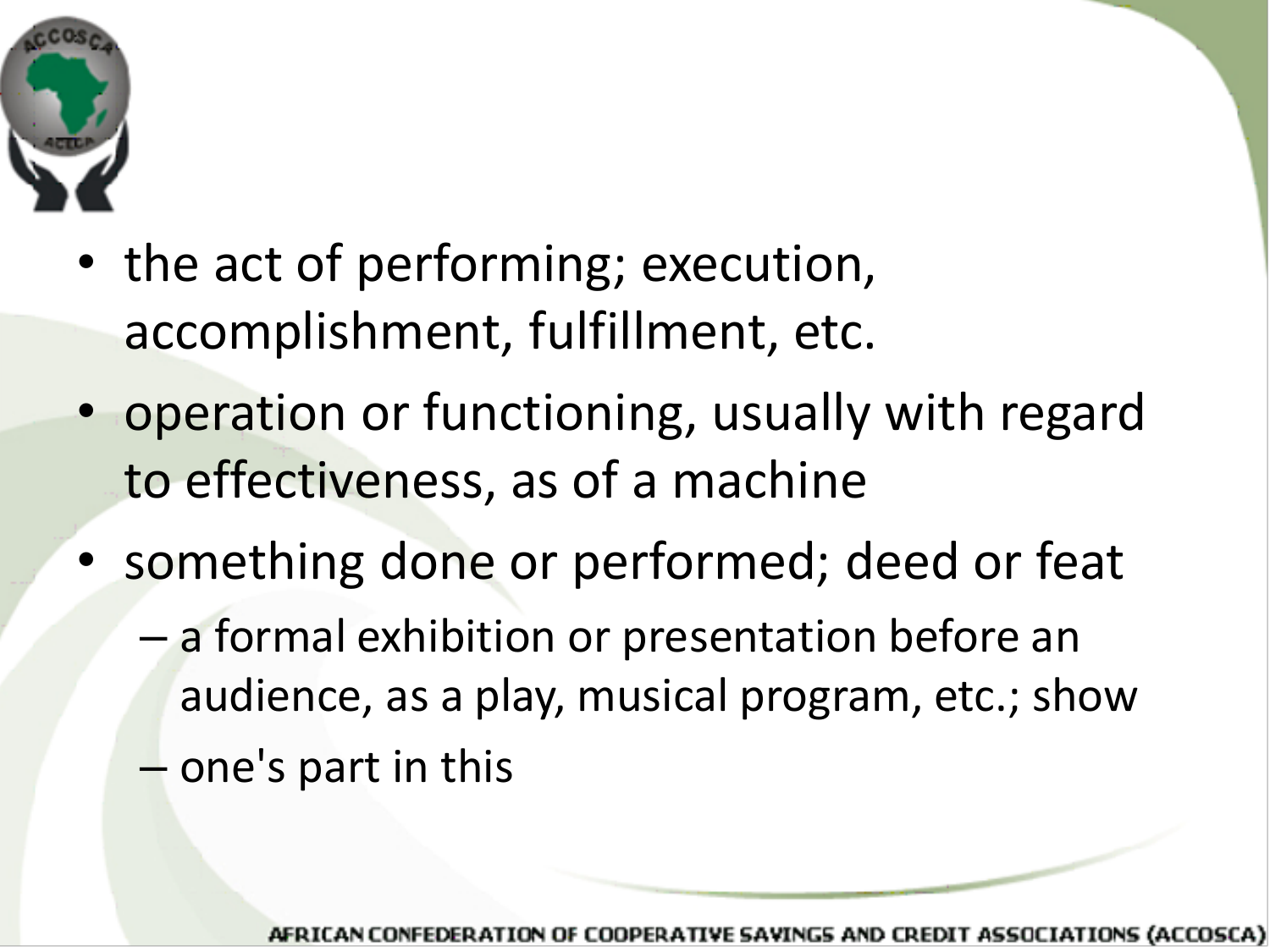- the act of performing; execution, accomplishment, fulfillment, etc.
- operation or functioning, usually with regard to effectiveness, as of a machine
- something done or performed; deed or feat
  - a formal exhibition or presentation before an audience, as a play, musical program, etc.; show
  - one's part in this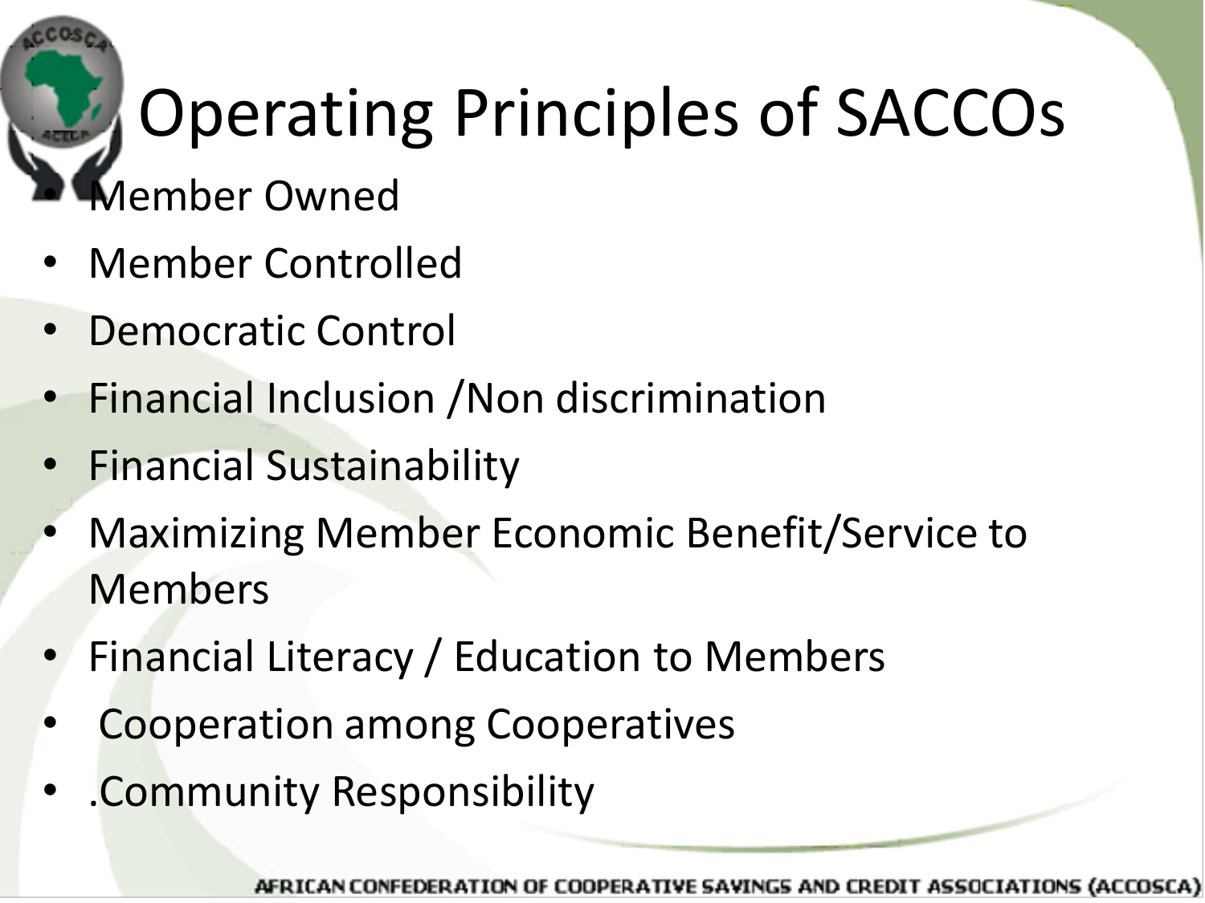# Operating Principles of SACCOs

- Member Owned
- Member Controlled
- Democratic Control
- Financial Inclusion /Non discrimination
- Financial Sustainability
- Maximizing Member Economic Benefit/Service to Members
- Financial Literacy / Education to Members
- Cooperation among Cooperatives
- .Community Responsibility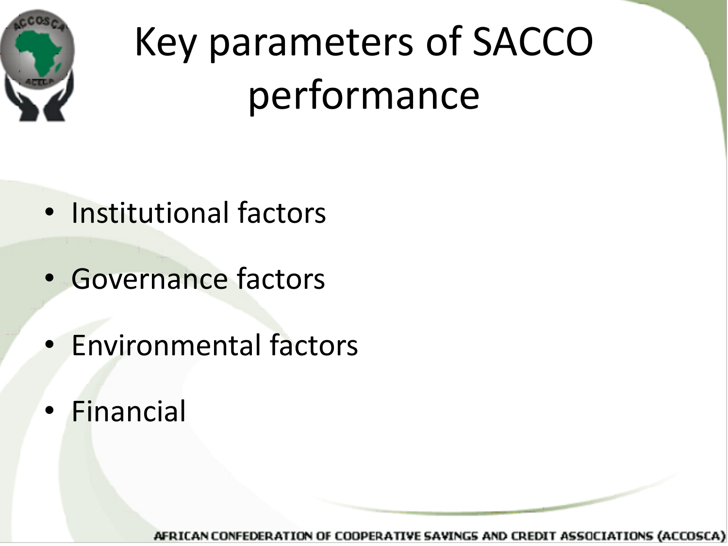# Key parameters of SACCO performance

- Institutional factors
- Governance factors
- Environmental factors
- Financial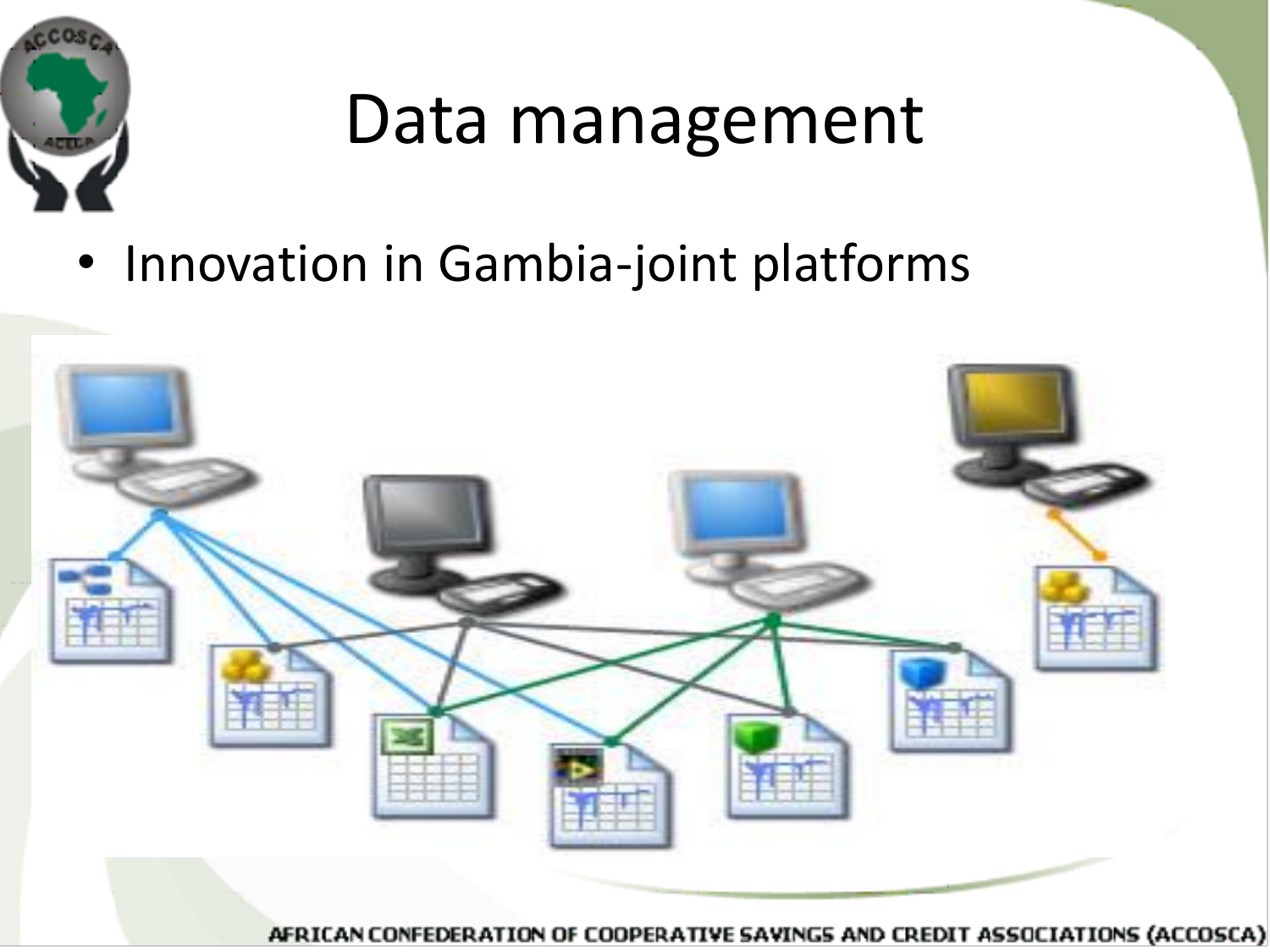# Data management

- Innovation in Gambia-joint platforms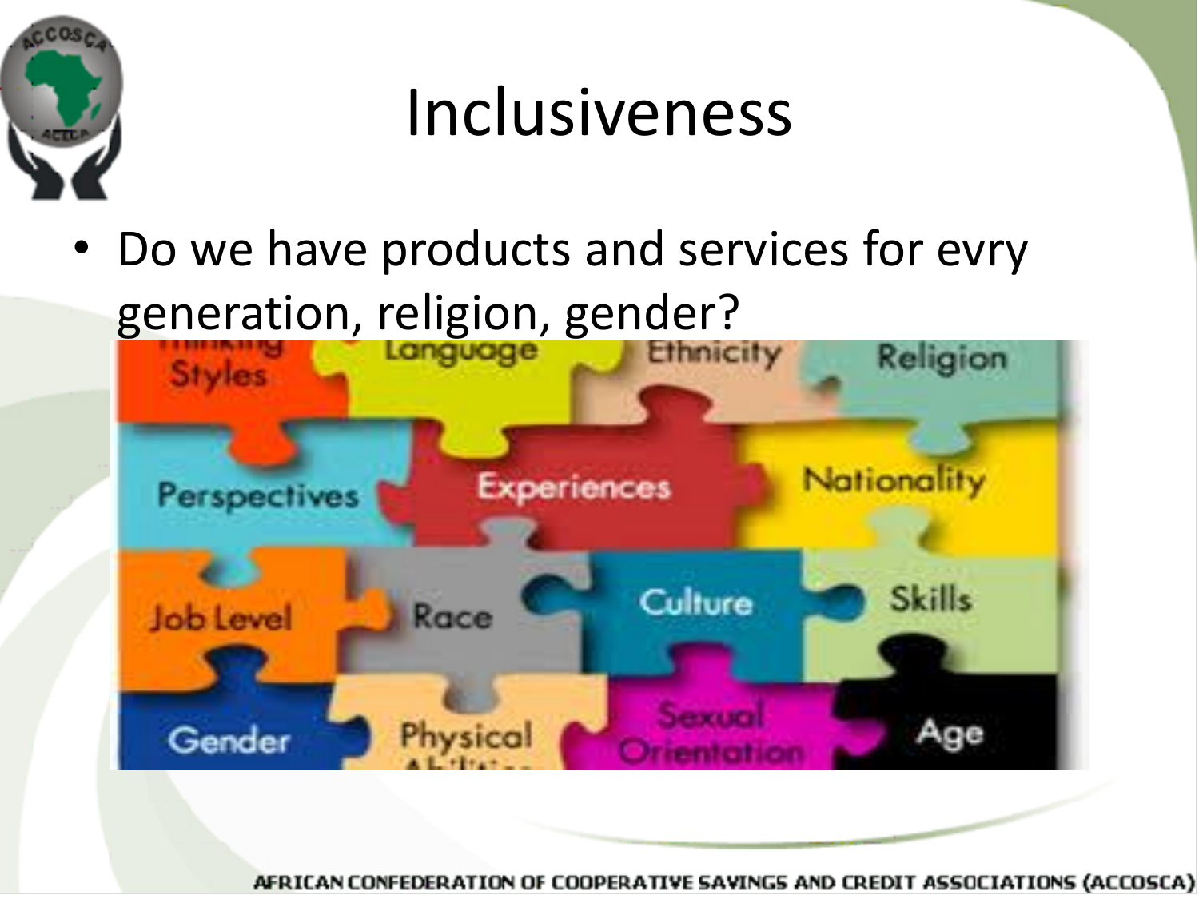# Inclusiveness

- Do we have products and services for evry generation, religion, gender?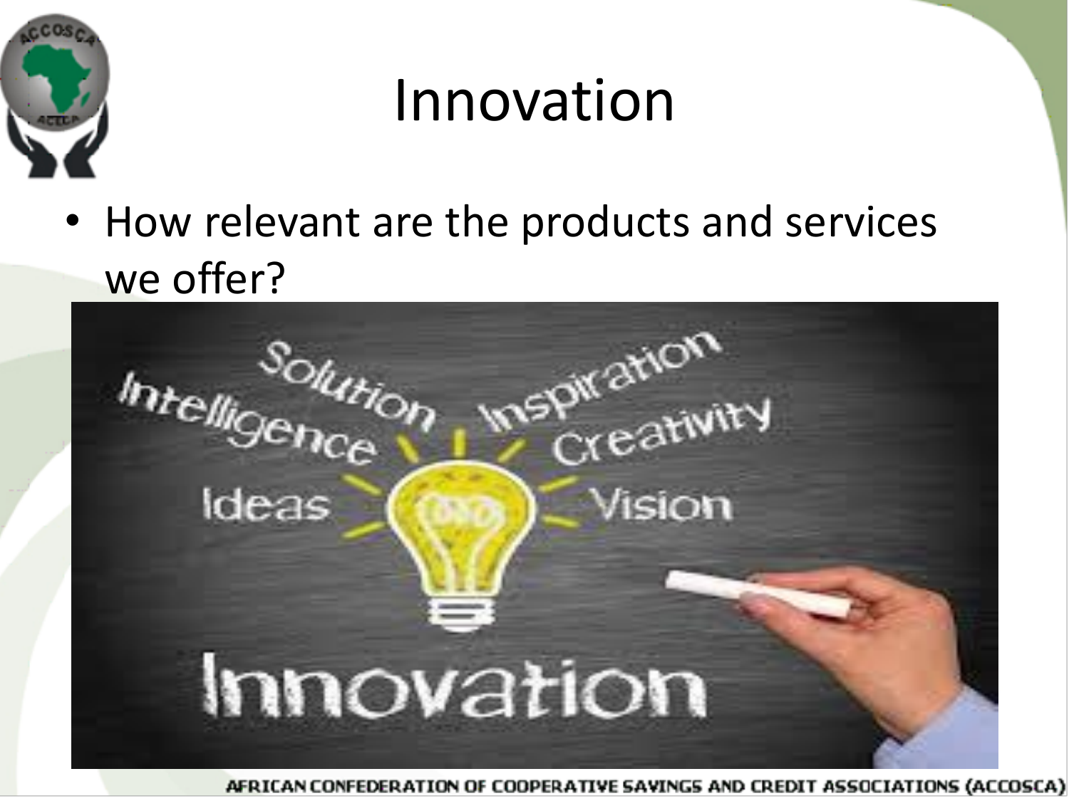# Innovation

- How relevant are the products and services we offer?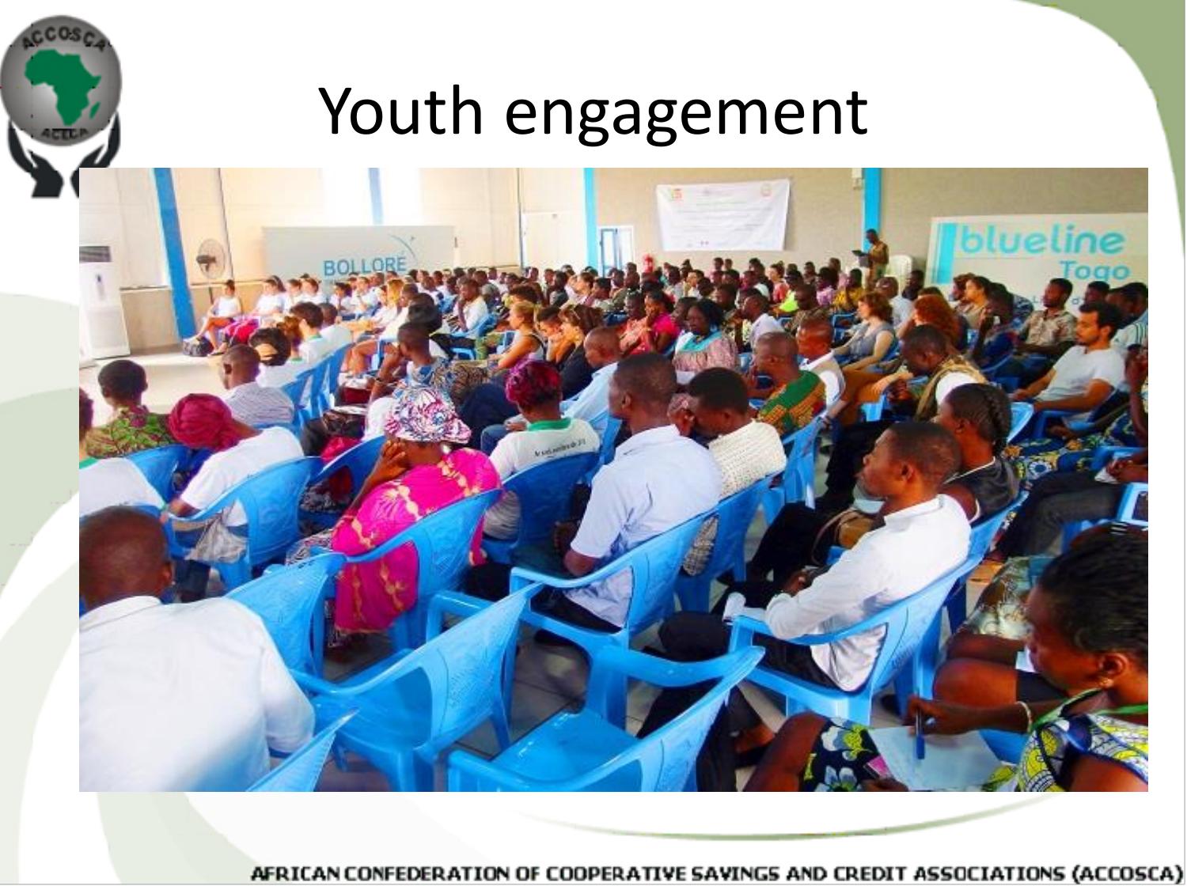# Youth engagement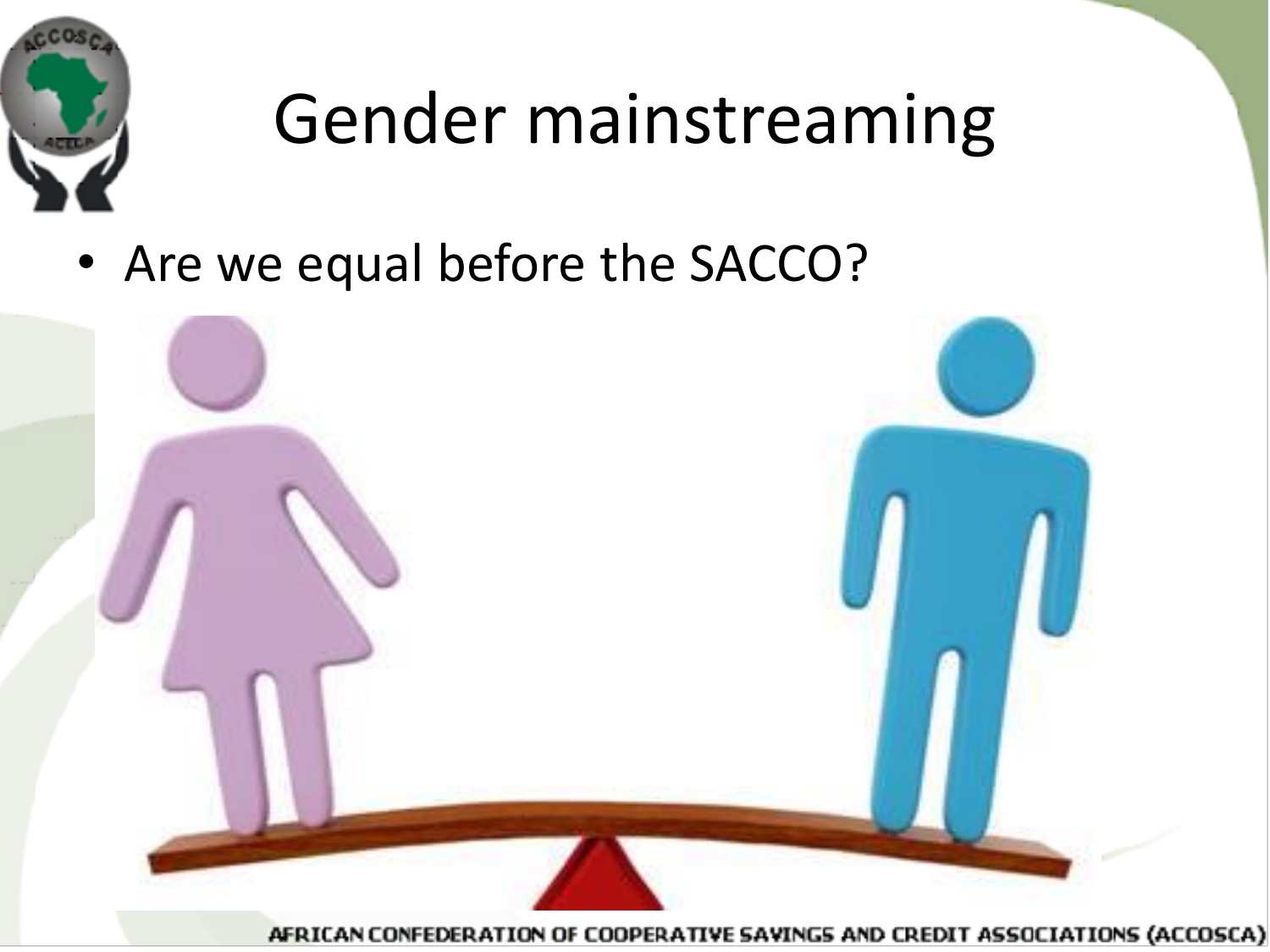# Gender mainstreaming

- Are we equal before the SACCO?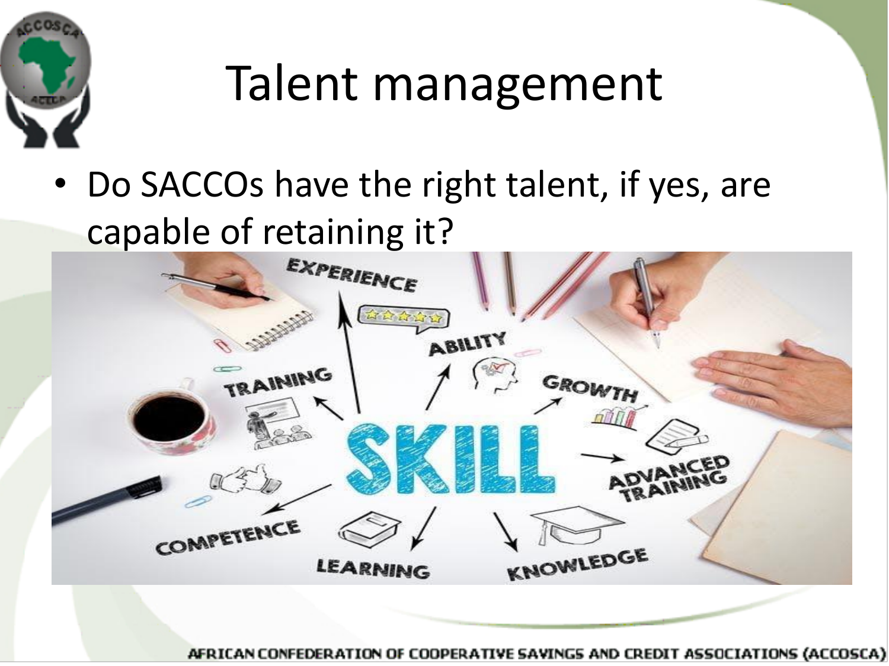# Talent management

- Do SACCOs have the right talent, if yes, are capable of retaining it?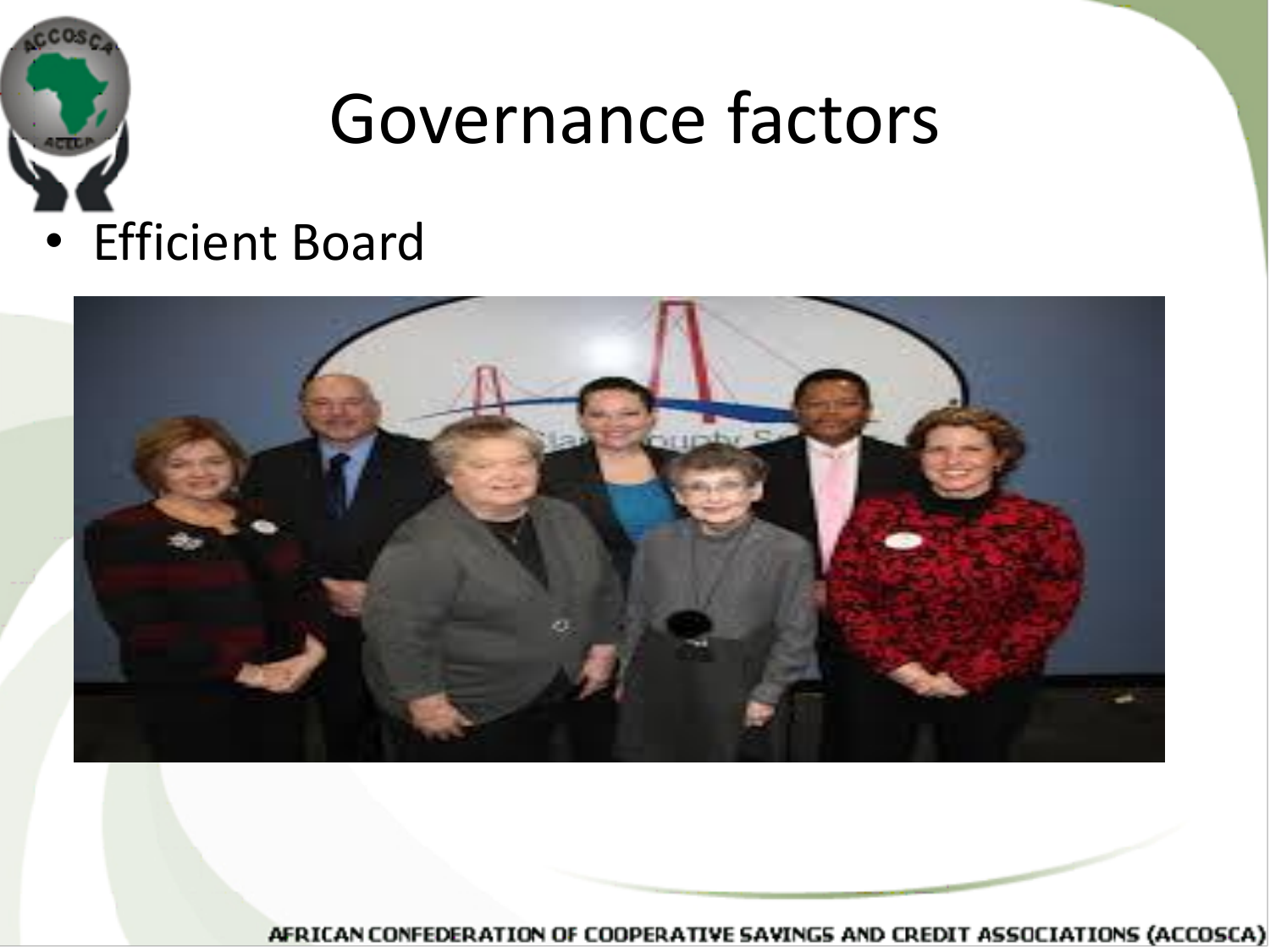# Governance factors

- Efficient Board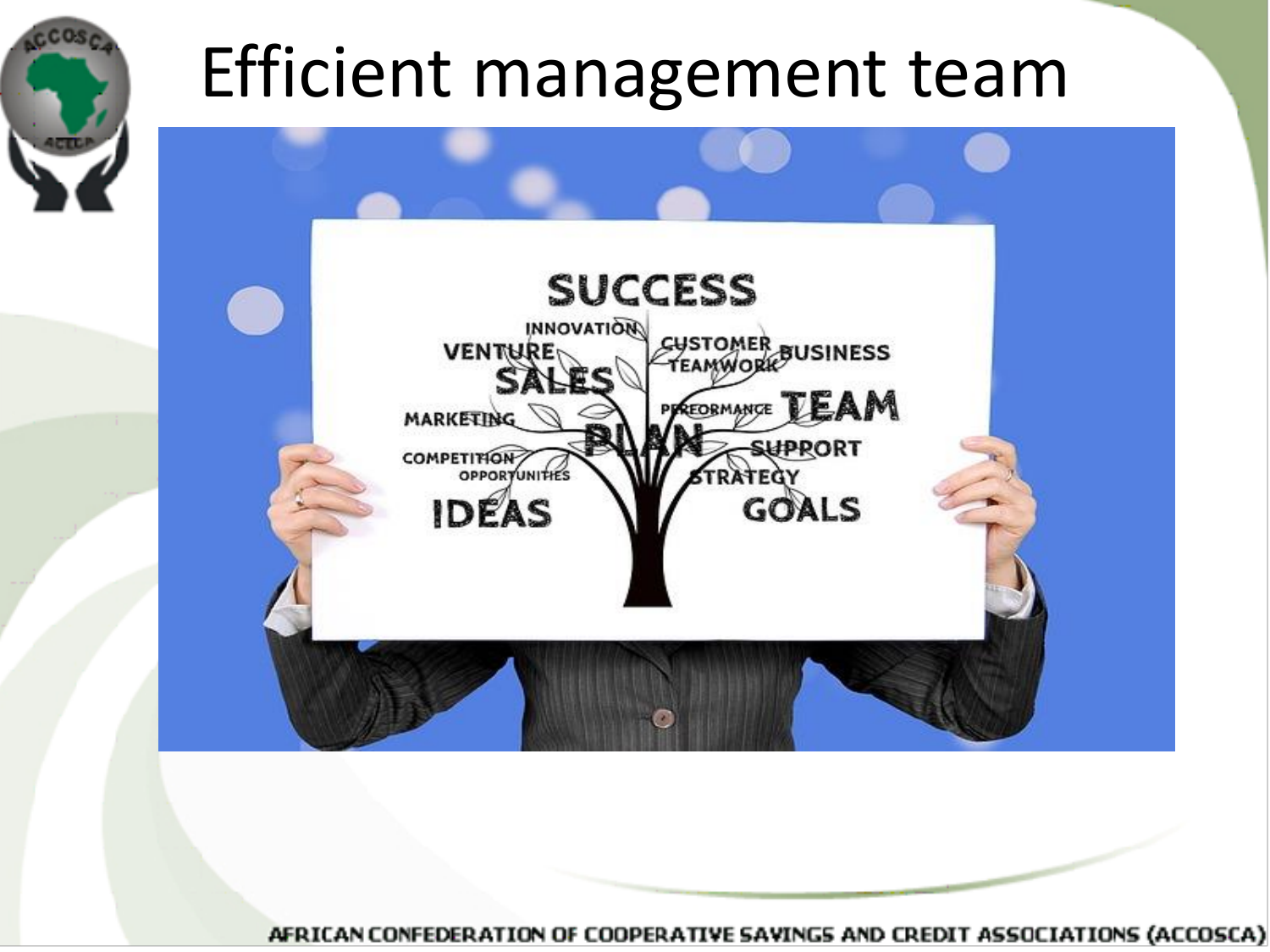# Efficient management team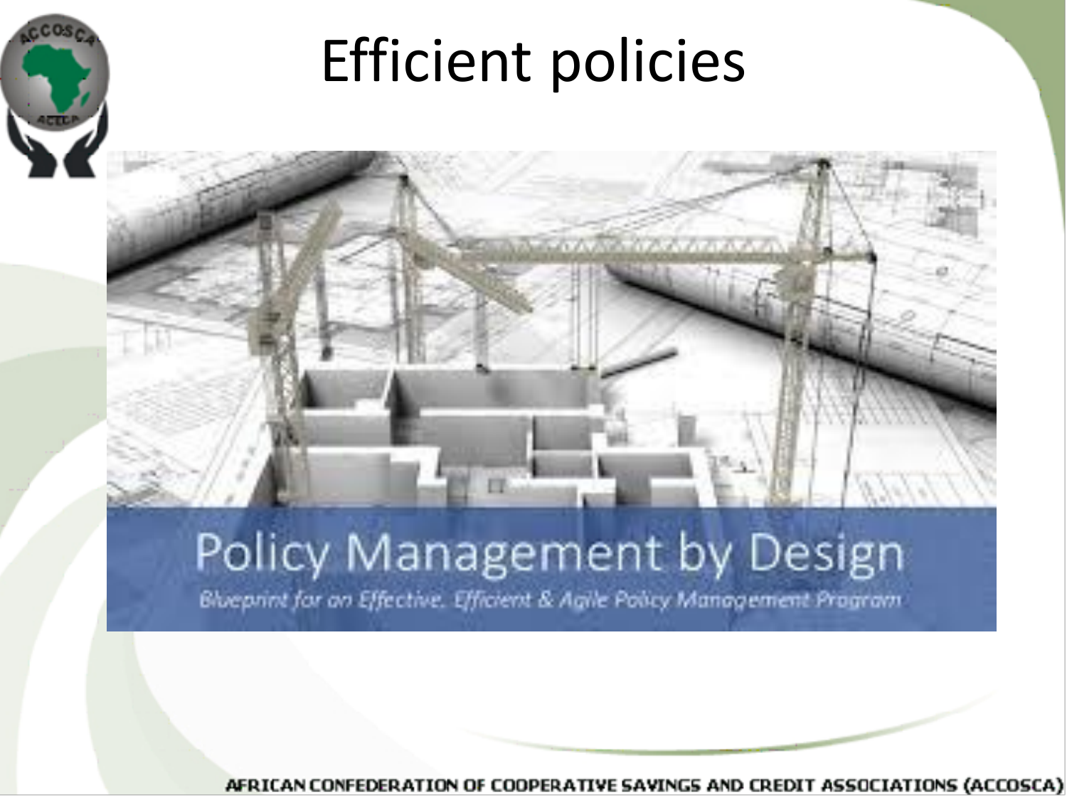# Efficient policies

Policy Management by Design

*Blueprint for an Effective, Efficient & Agile Policy Management Program*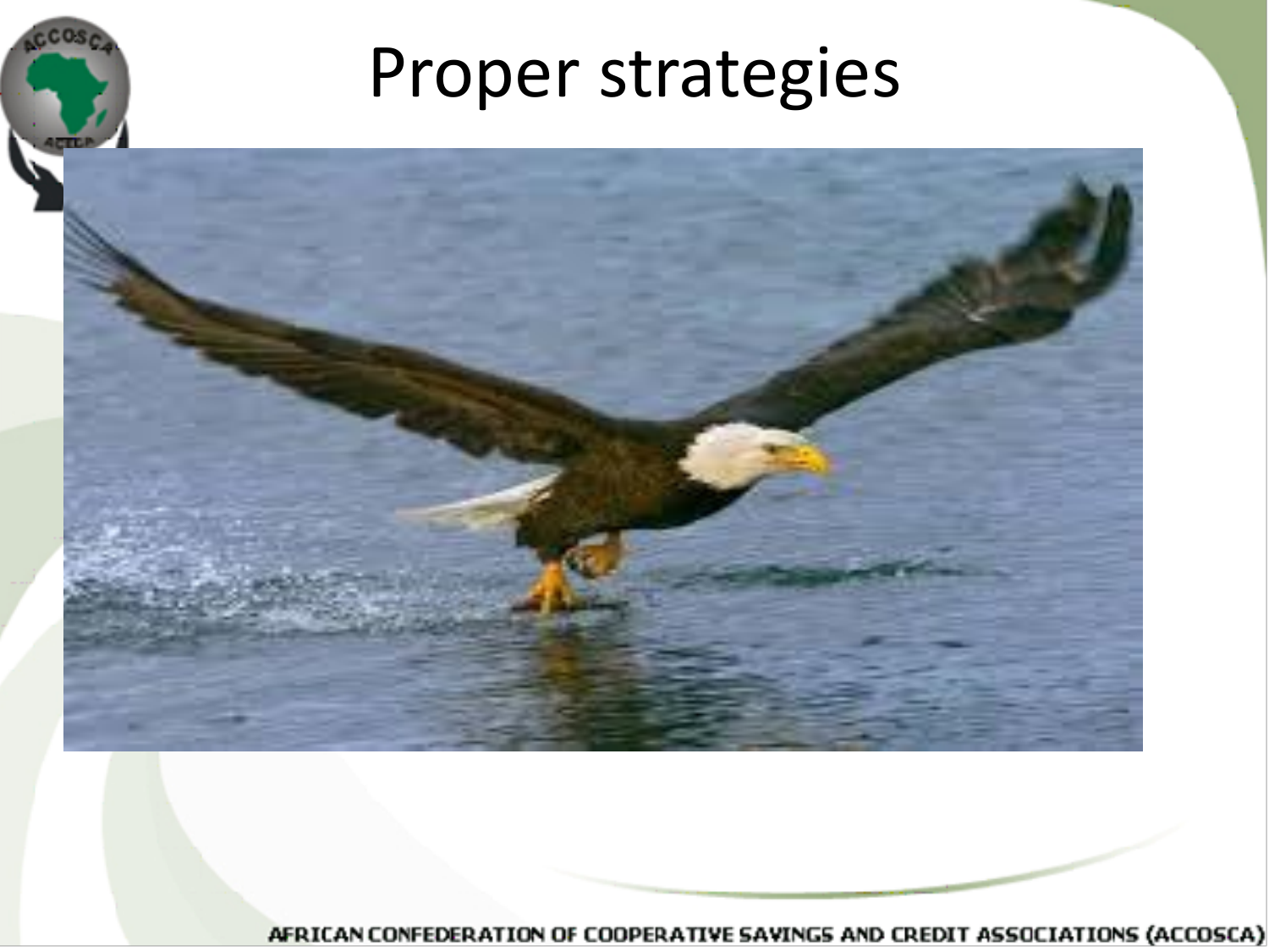# Proper strategies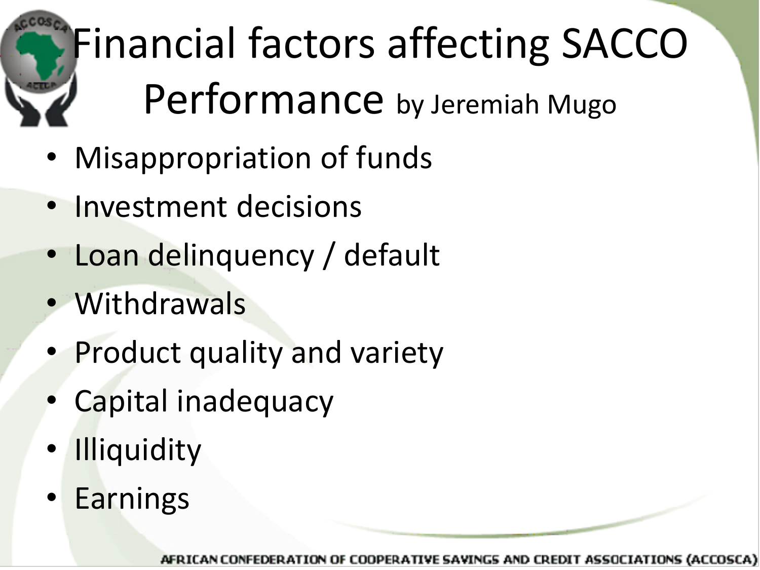# Financial factors affecting SACCO Performance by Jeremiah Mugo

- Misappropriation of funds
- Investment decisions
- Loan delinquency / default
- Withdrawals
- Product quality and variety
- Capital inadequacy
- Illiquidity
- Earnings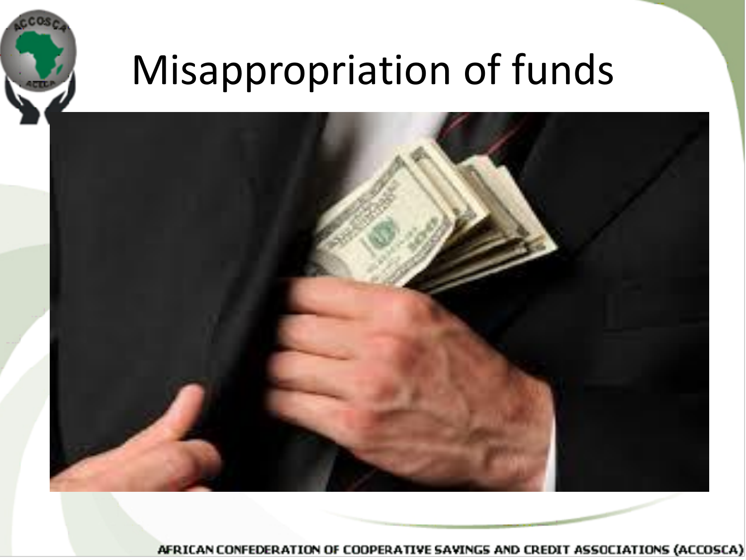# Misappropriation of funds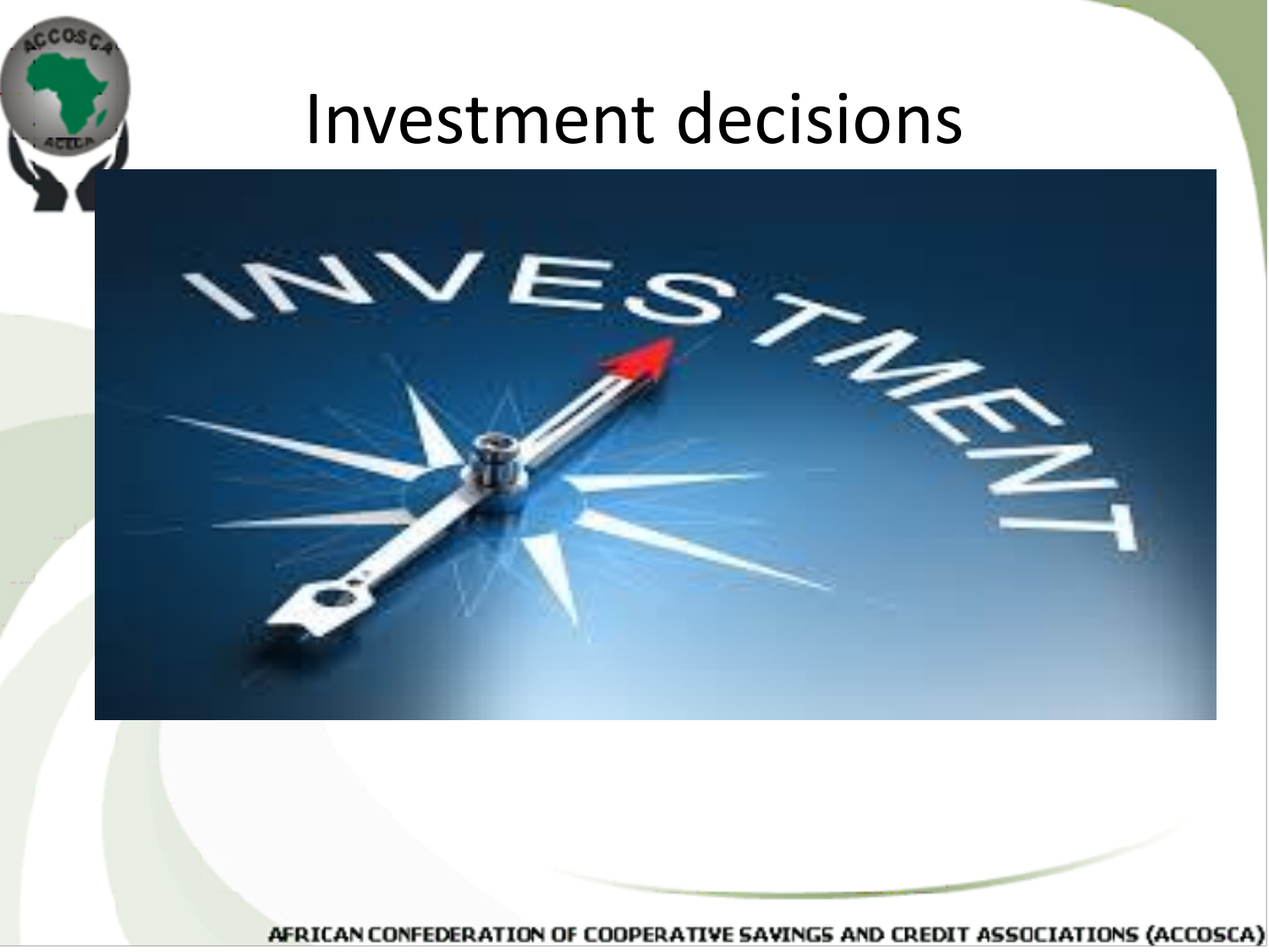# Investment decisions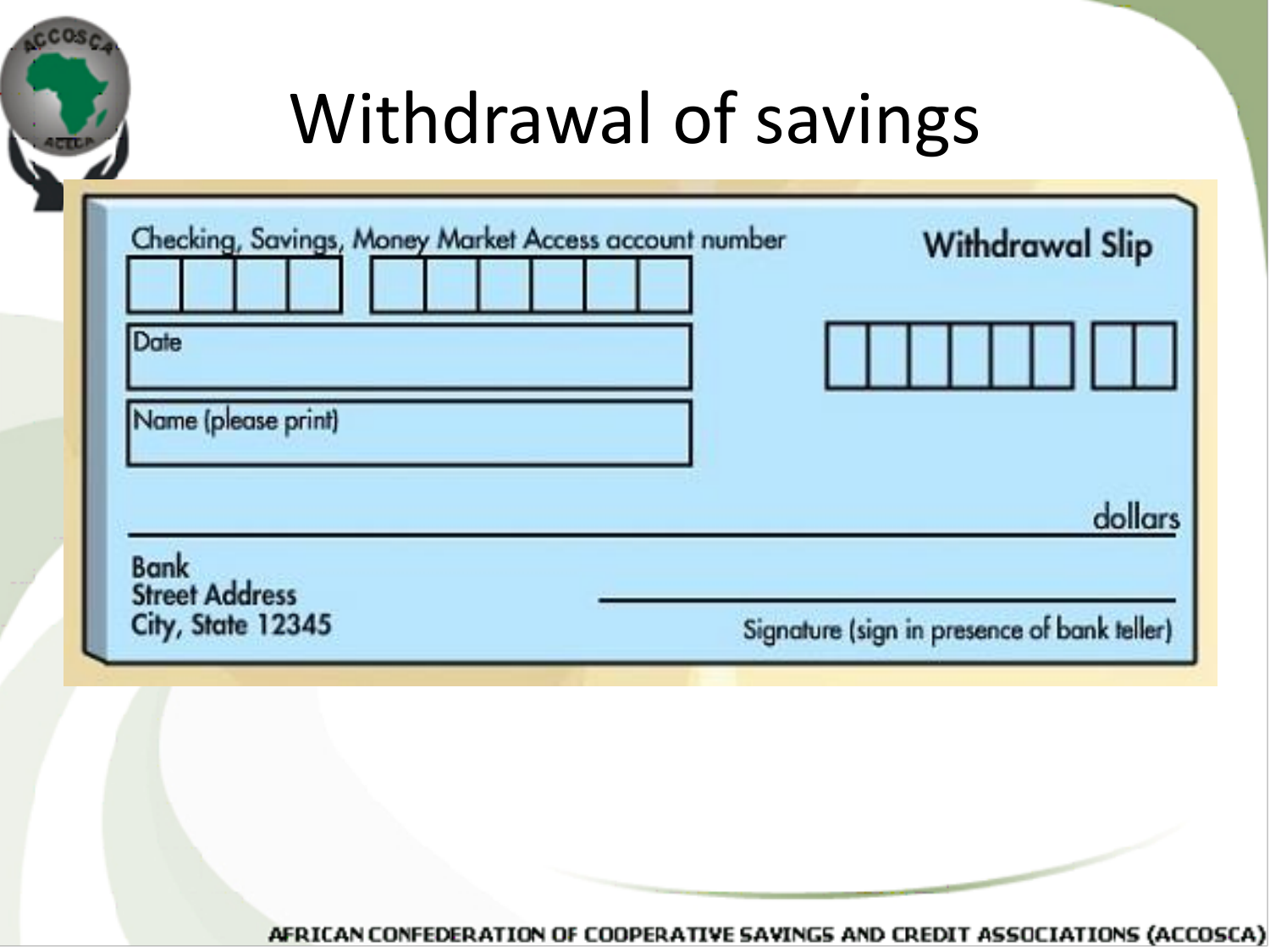# Withdrawal of savings

Checking, Savings, Money Market Access account number

**Withdrawal Slip**

Date

Name (please print)

dollars

Bank
Street Address
City, State 12345

Signature (sign in presence of bank teller)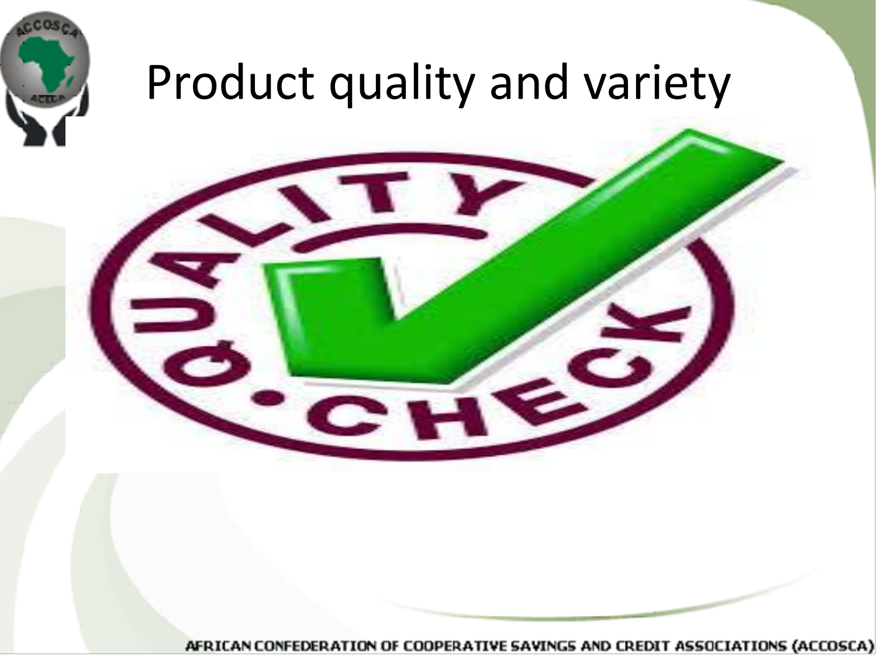# Product quality and variety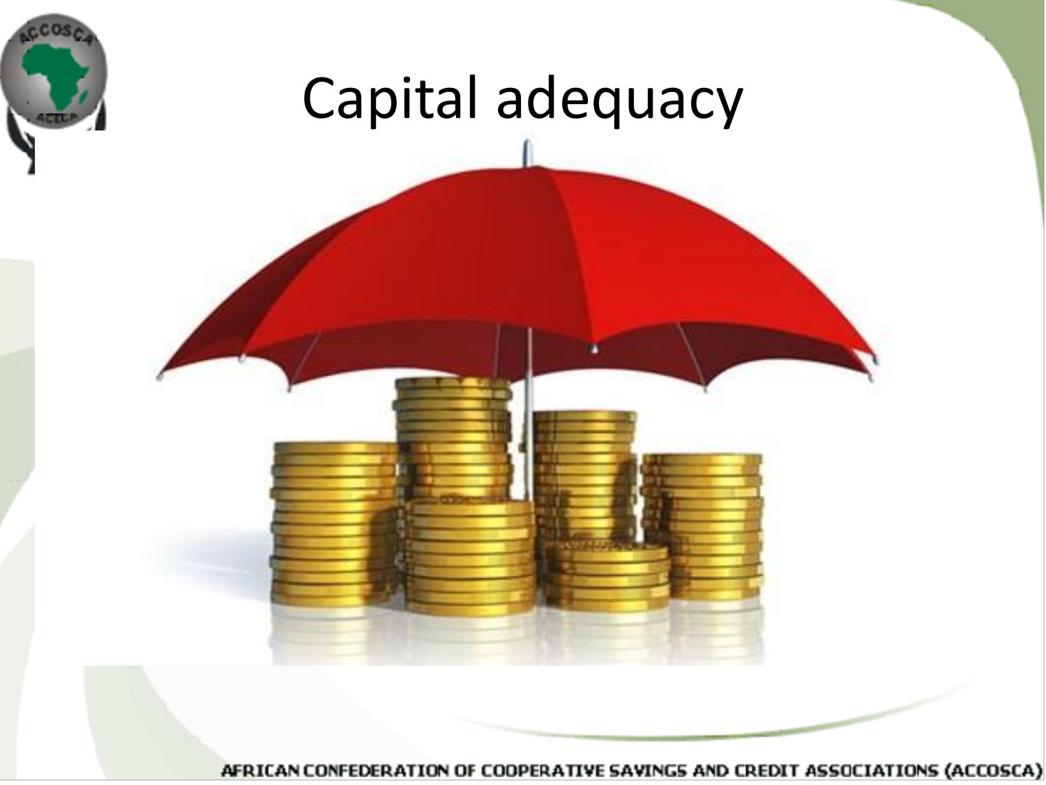# Capital adequacy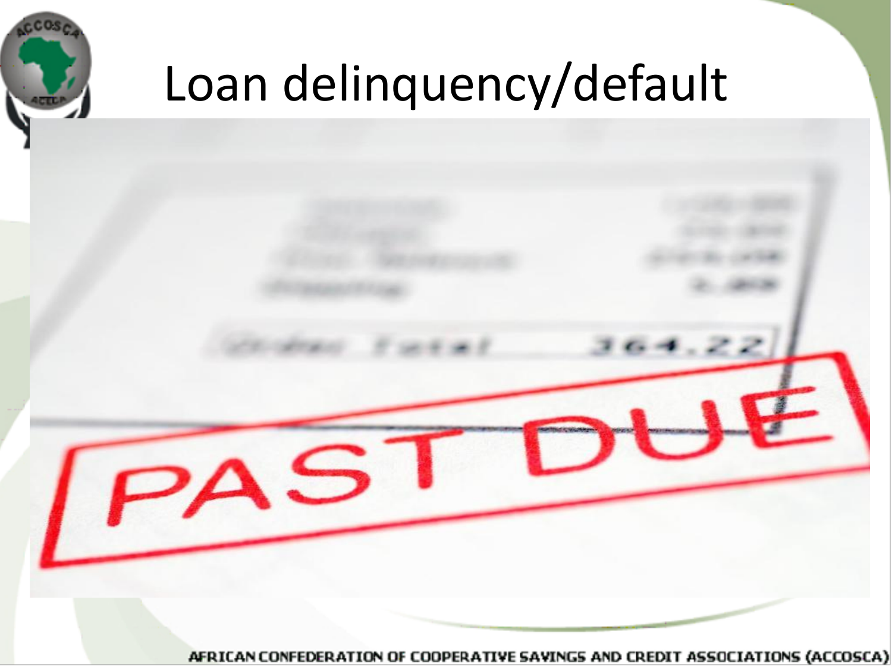# Loan delinquency/default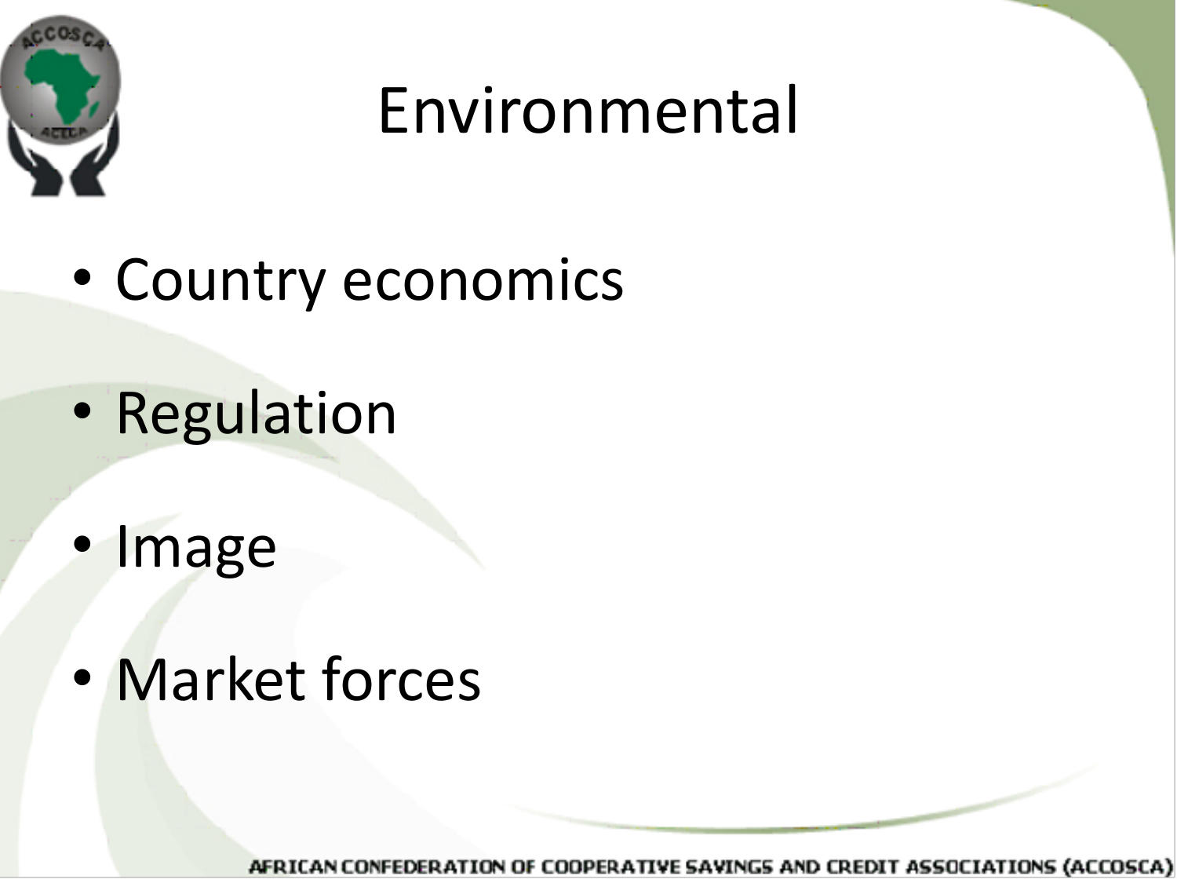# Environmental

- Country economics
- Regulation
- Image
- Market forces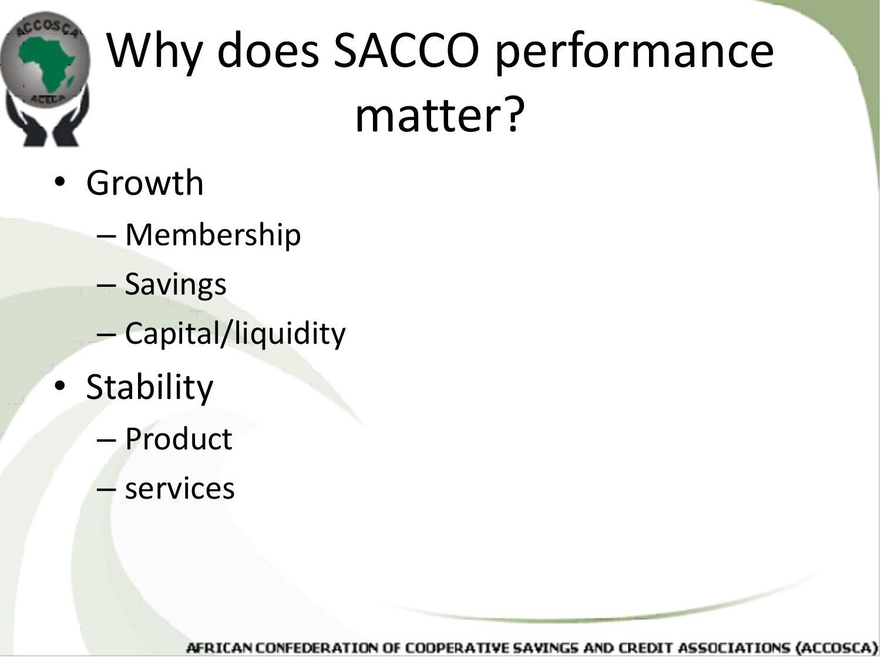# Why does SACCO performance matter?

- Growth
  - Membership
  - Savings
  - Capital/liquidity
- Stability
  - Product
  - services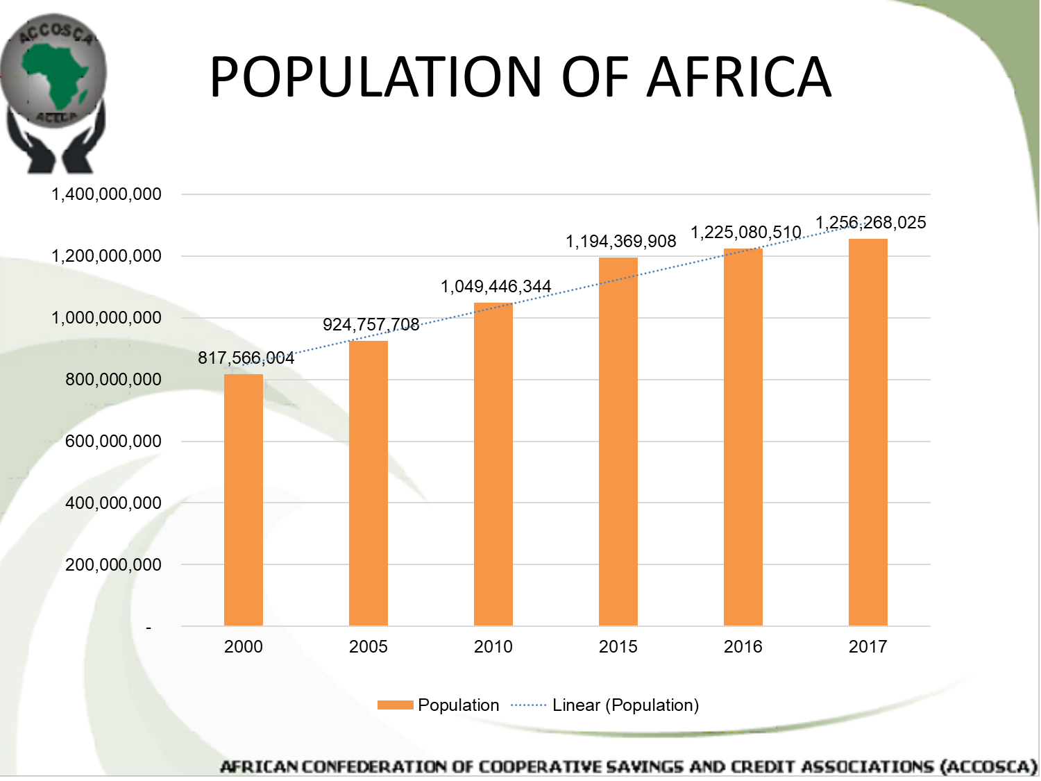# POPULATION OF AFRICA

| Year | Population |
|---|---|
| 2000 | 817,566,004 |
| 2005 | 924,757,708 |
| 2010 | 1,049,446,344 |
| 2015 | 1,194,369,908 |
| 2016 | 1,225,080,510 |
| 2017 | 1,256,268,025 |

Population ········ Linear (Population)

AFRICAN CONFEDERATION OF COOPERATIVE SAVINGS AND CREDIT ASSOCIATIONS (ACCOSCA)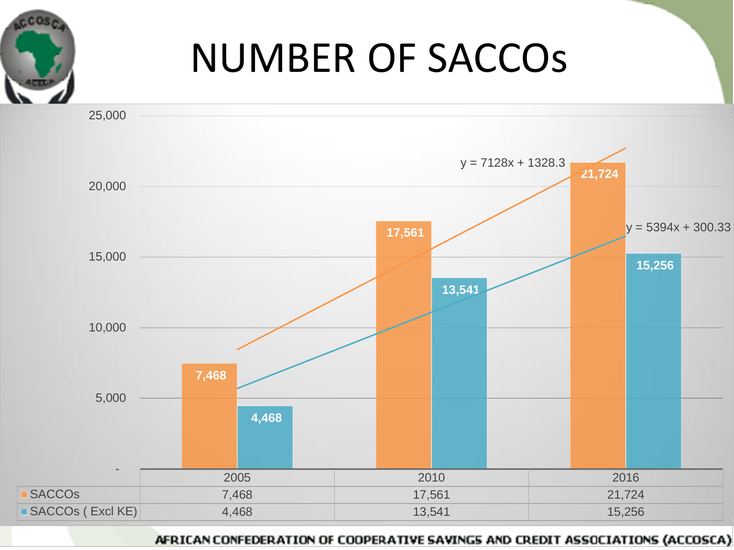# NUMBER OF SACCOs

y = 7128x + 1328.3

y = 5394x + 300.33

| | 2005 | 2010 | 2016 |
|---|---|---|---|
| SACCOs | 7,468 | 17,561 | 21,724 |
| SACCOs ( Excl KE) | 4,468 | 13,541 | 15,256 |

AFRICAN CONFEDERATION OF COOPERATIVE SAVINGS AND CREDIT ASSOCIATIONS (ACCOSCA)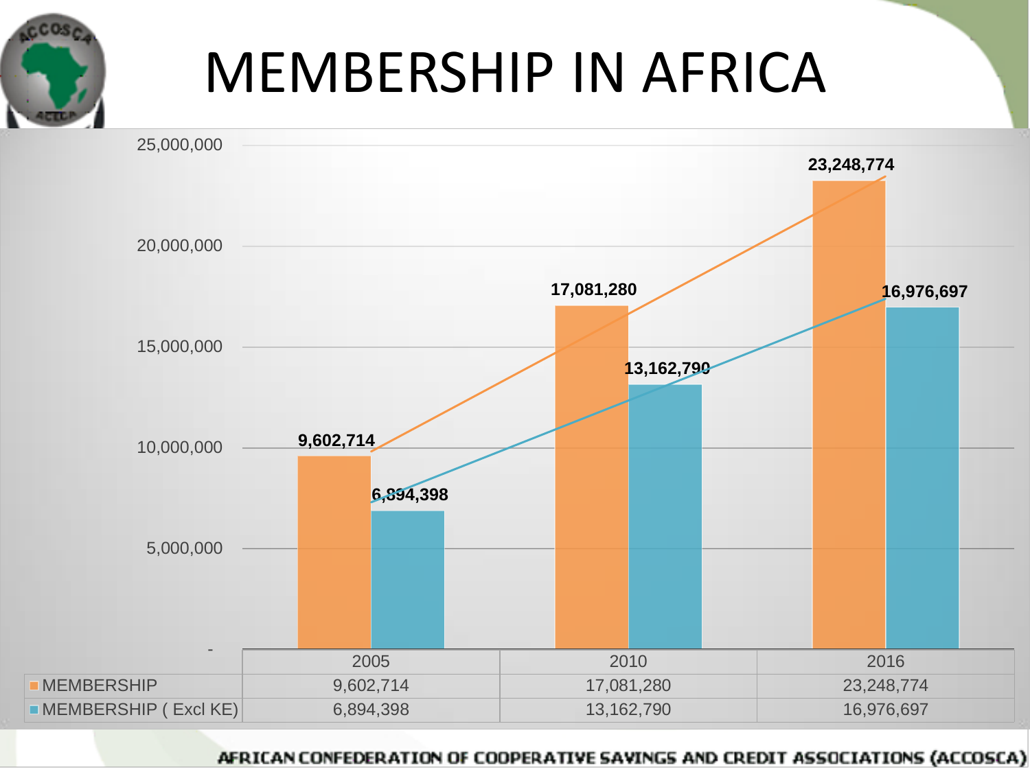# MEMBERSHIP IN AFRICA

| | 2005 | 2010 | 2016 |
|---|---|---|---|
| MEMBERSHIP | 9,602,714 | 17,081,280 | 23,248,774 |
| MEMBERSHIP ( Excl KE) | 6,894,398 | 13,162,790 | 16,976,697 |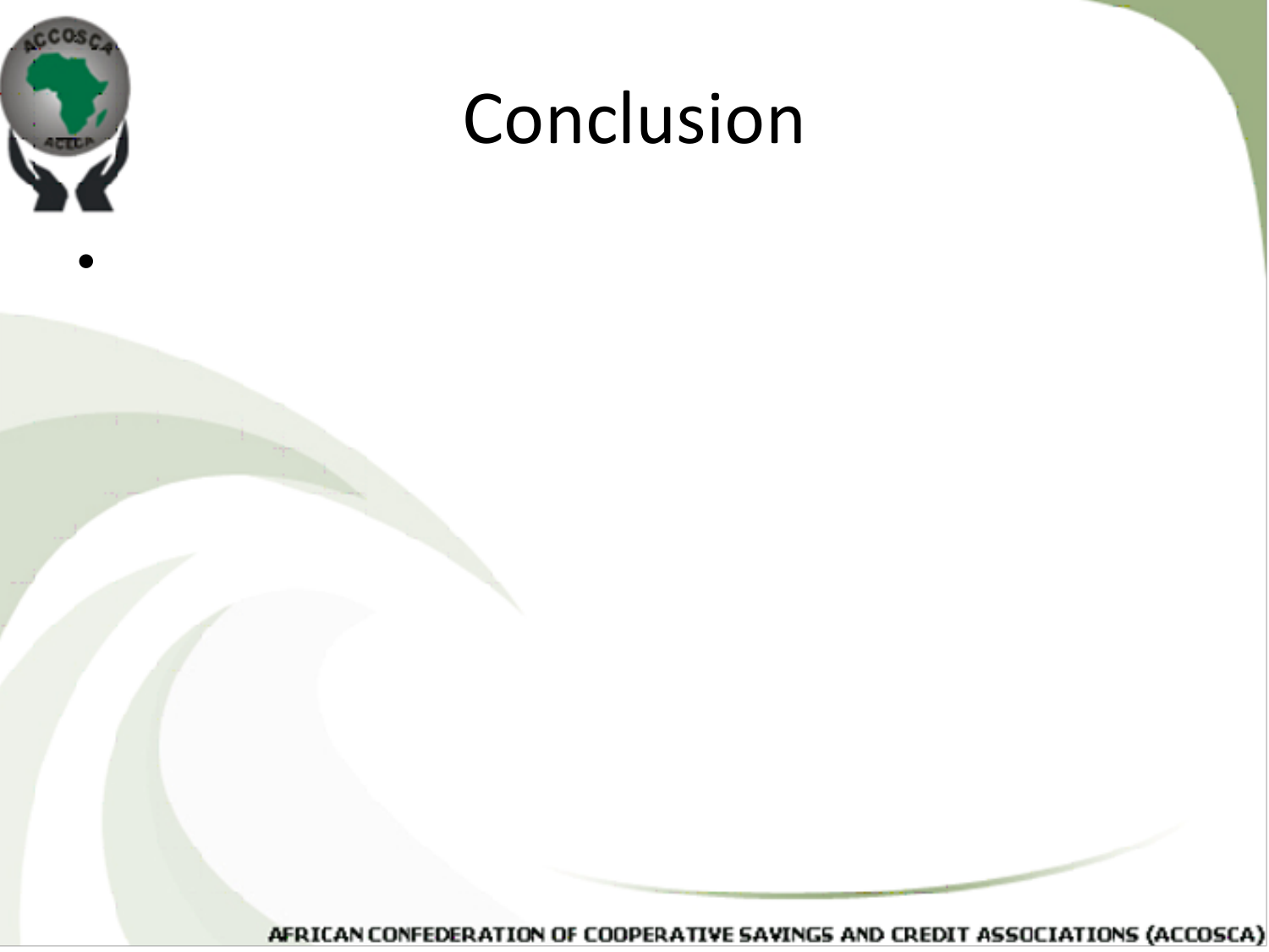# Conclusion

-